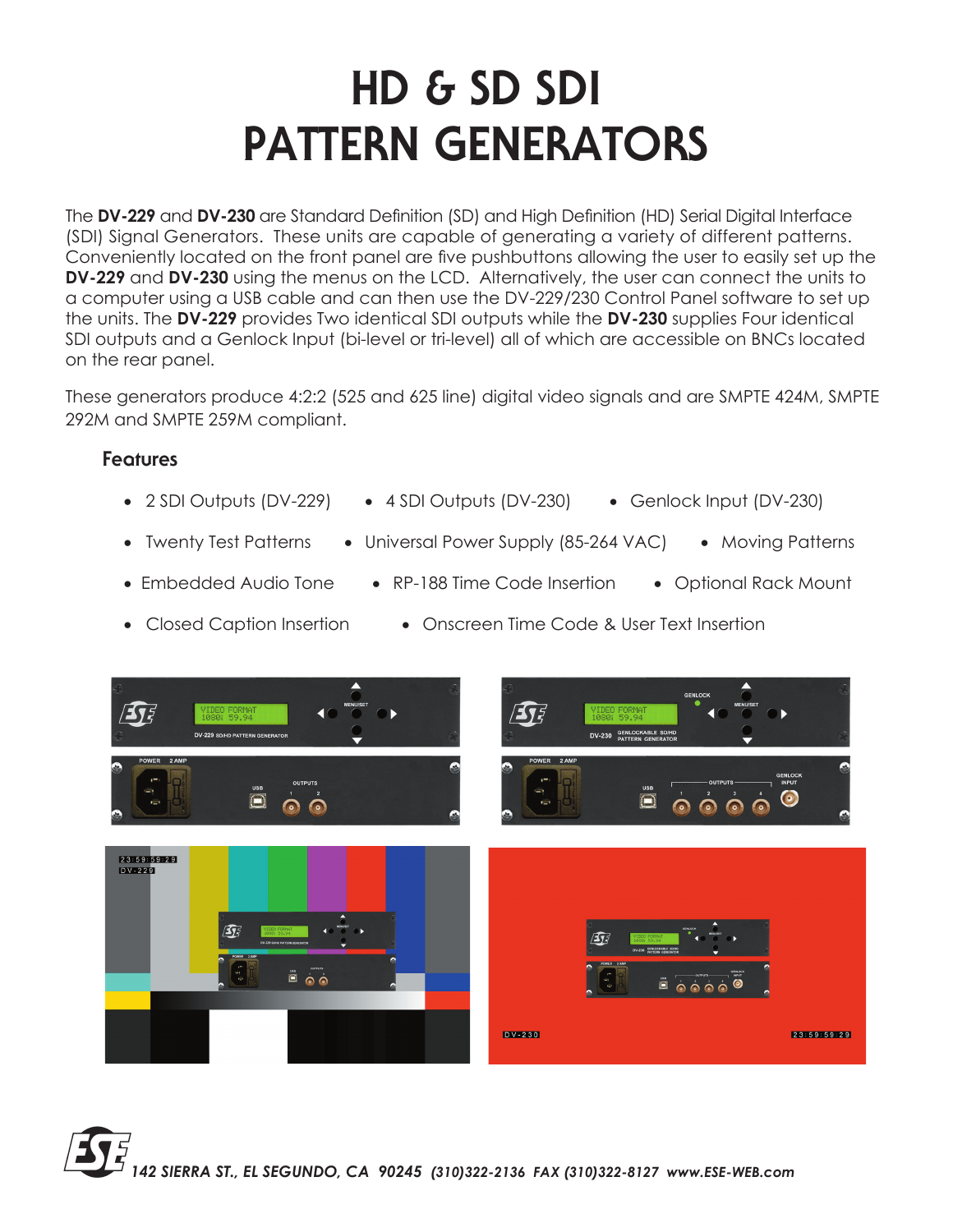# HD & SD SDI PATTERN GENERATORS

The **DV-229** and **DV-230** are Standard Definition (SD) and High Definition (HD) Serial Digital Interface (SDI) Signal Generators. These units are capable of generating a variety of different patterns. Conveniently located on the front panel are five pushbuttons allowing the user to easily set up the **DV-229** and **DV-230** using the menus on the LCD. Alternatively, the user can connect the units to a computer using a USB cable and can then use the DV-229/230 Control Panel software to set up the units. The **DV-229** provides Two identical SDI outputs while the **DV-230** supplies Four identical SDI outputs and a Genlock Input (bi-level or tri-level) all of which are accessible on BNCs located on the rear panel.

These generators produce 4:2:2 (525 and 625 line) digital video signals and are SMPTE 424M, SMPTE 292M and SMPTE 259M compliant.

## Features

- 2 SDI Outputs (DV-229)
- 4 SDI Outputs (DV-230)
- Genlock Input (DV-230)
- Twenty Test Patterns
- Universal Power Supply (85-264 VAC)
- Moving Patterns
- Embedded Audio Tone
- RP-188 Time Code Insertion
- Optional Rack Mount
- Closed Caption Insertion
- Onscreen Time Code & User Text Insertion

*142 SIERRA ST., EL SEGUNDO, CA 90245 (310)322-2136 FAX (310)322-8127 www.ESE-WEB.com*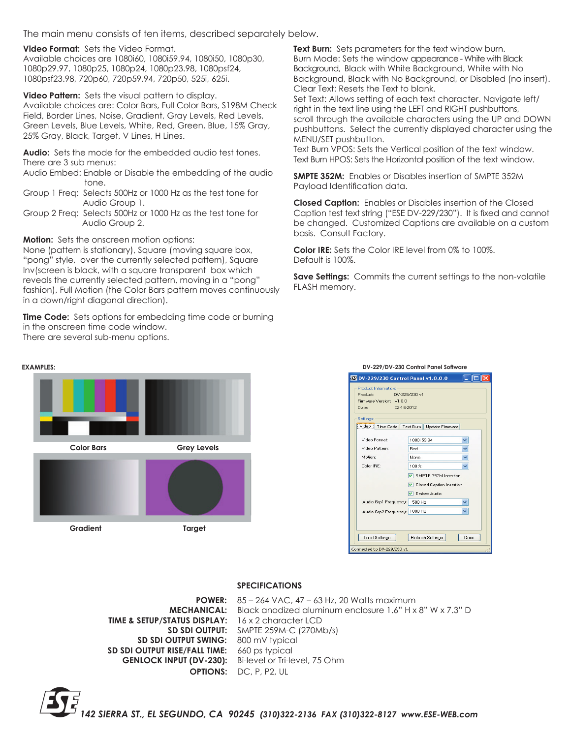The main menu consists of ten items, described separately below.

**Video Format:** Sets the Video Format.
Available choices are 1080i60, 1080i59.94, 1080i50, 1080p30, 1080p29.97, 1080p25, 1080p24, 1080p23.98, 1080psf24, 1080psf23.98, 720p60, 720p59.94, 720p50, 525i, 625i.

**Video Pattern:** Sets the visual pattern to display.
Available choices are: Color Bars, Full Color Bars, S198M Check Field, Border Lines, Noise, Gradient, Gray Levels, Red Levels, Green Levels, Blue Levels, White, Red, Green, Blue, 15% Gray, 25% Gray, Black, Target, V Lines, H Lines.

**Audio:** Sets the mode for the embedded audio test tones.
There are 3 sub menus:
Audio Embed: Enable or Disable the embedding of the audio tone.
Group 1 Freq: Selects 500Hz or 1000 Hz as the test tone for Audio Group 1.
Group 2 Freq: Selects 500Hz or 1000 Hz as the test tone for Audio Group 2.

**Motion:** Sets the onscreen motion options:
None (pattern is stationary), Square (moving square box, "pong" style, over the currently selected pattern), Square Inv(screen is black, with a square transparent box which reveals the currently selected pattern, moving in a "pong" fashion), Full Motion (the Color Bars pattern moves continuously in a down/right diagonal direction).

**Time Code:** Sets options for embedding time code or burning in the onscreen time code window.
There are several sub-menu options.

**Text Burn:** Sets parameters for the text window burn.
Burn Mode: Sets the window appearance - White with Black Background, Black with White Background, White with No Background, Black with No Background, or Disabled (no insert).
Clear Text: Resets the Text to blank.
Set Text: Allows setting of each text character. Navigate left/right in the text line using the LEFT and RIGHT pushbuttons, scroll through the available characters using the UP and DOWN pushbuttons. Select the currently displayed character using the MENU/SET pushbutton.
Text Burn VPOS: Sets the Vertical position of the text window.
Text Burn HPOS: Sets the Horizontal position of the text window.

**SMPTE 352M:** Enables or Disables insertion of SMPTE 352M Payload Identification data.

**Closed Caption:** Enables or Disables insertion of the Closed Caption test text string ("ESE DV-229/230"). It is fixed and cannot be changed. Customized Captions are available on a custom basis. Consult Factory.

**Color IRE:** Sets the Color IRE level from 0% to 100%. Default is 100%.

**Save Settings:** Commits the current settings to the non-volatile FLASH memory.

**EXAMPLES:**

Color Bars

Grey Levels

Gradient

Target

**DV-229/DV-230 Control Panel Software**

## SPECIFICATIONS

| | |
|---|---|
| **POWER:** | 85 – 264 VAC, 47 – 63 Hz, 20 Watts maximum |
| **MECHANICAL:** | Black anodized aluminum enclosure 1.6" H x 8" W x 7.3" D |
| **TIME & SETUP/STATUS DISPLAY:** | 16 x 2 character LCD |
| **SD SDI OUTPUT:** | SMPTE 259M-C (270Mb/s) |
| **SD SDI OUTPUT SWING:** | 800 mV typical |
| **SD SDI OUTPUT RISE/FALL TIME:** | 660 ps typical |
| **GENLOCK INPUT (DV-230):** | Bi-level or Tri-level, 75 Ohm |
| **OPTIONS:** | DC, P, P2, UL |

*142 SIERRA ST., EL SEGUNDO, CA 90245 (310)322-2136 FAX (310)322-8127 www.ESE-WEB.com*